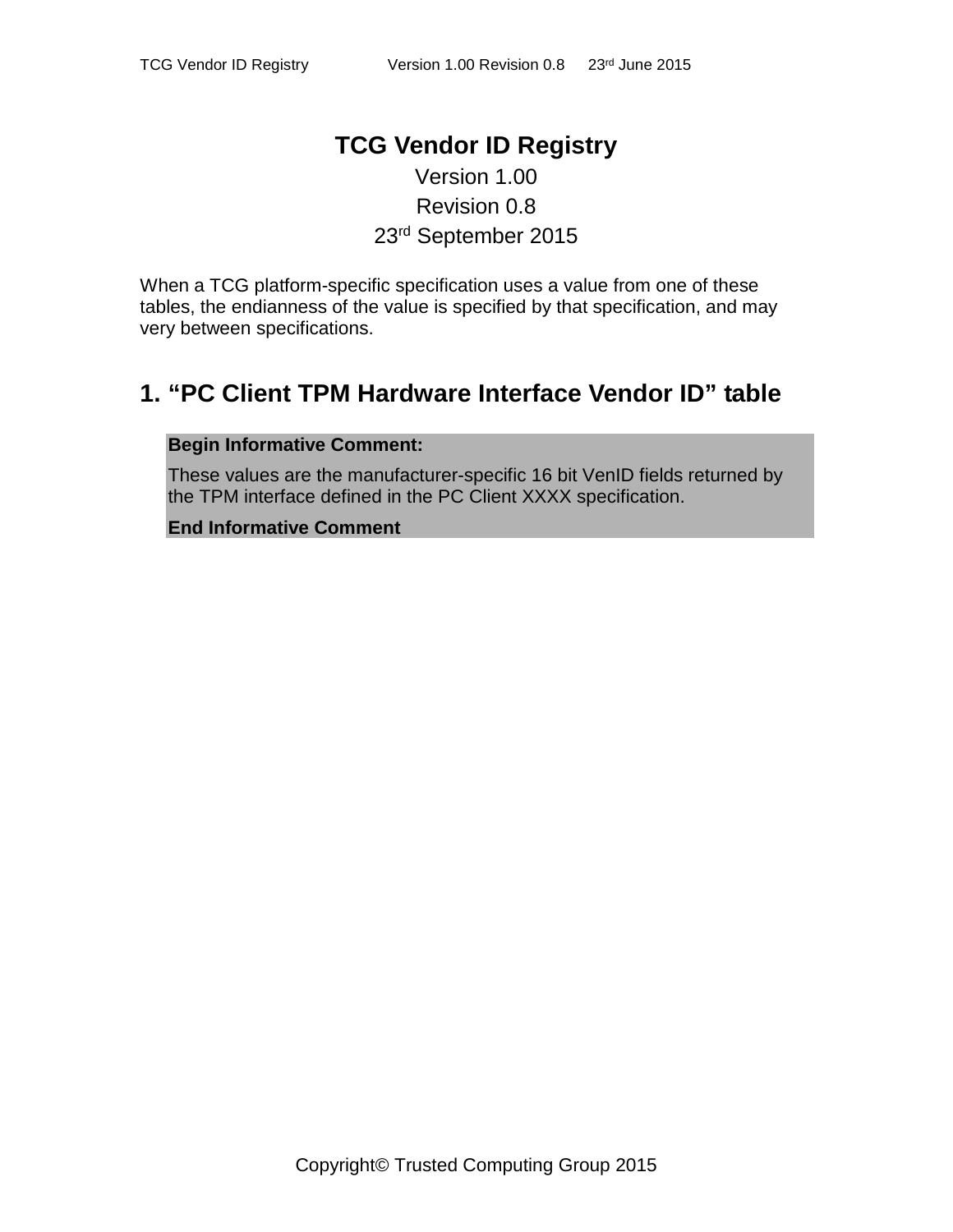# TCG Vendor ID Registry

Version 1.00

Revision 0.8

23rd September 2015

When a TCG platform-specific specification uses a value from one of these tables, the endianness of the value is specified by that specification, and may very between specifications.

## 1. "PC Client TPM Hardware Interface Vendor ID" table

**Begin Informative Comment:**

These values are the manufacturer-specific 16 bit VenID fields returned by the TPM interface defined in the PC Client XXXX specification.

**End Informative Comment**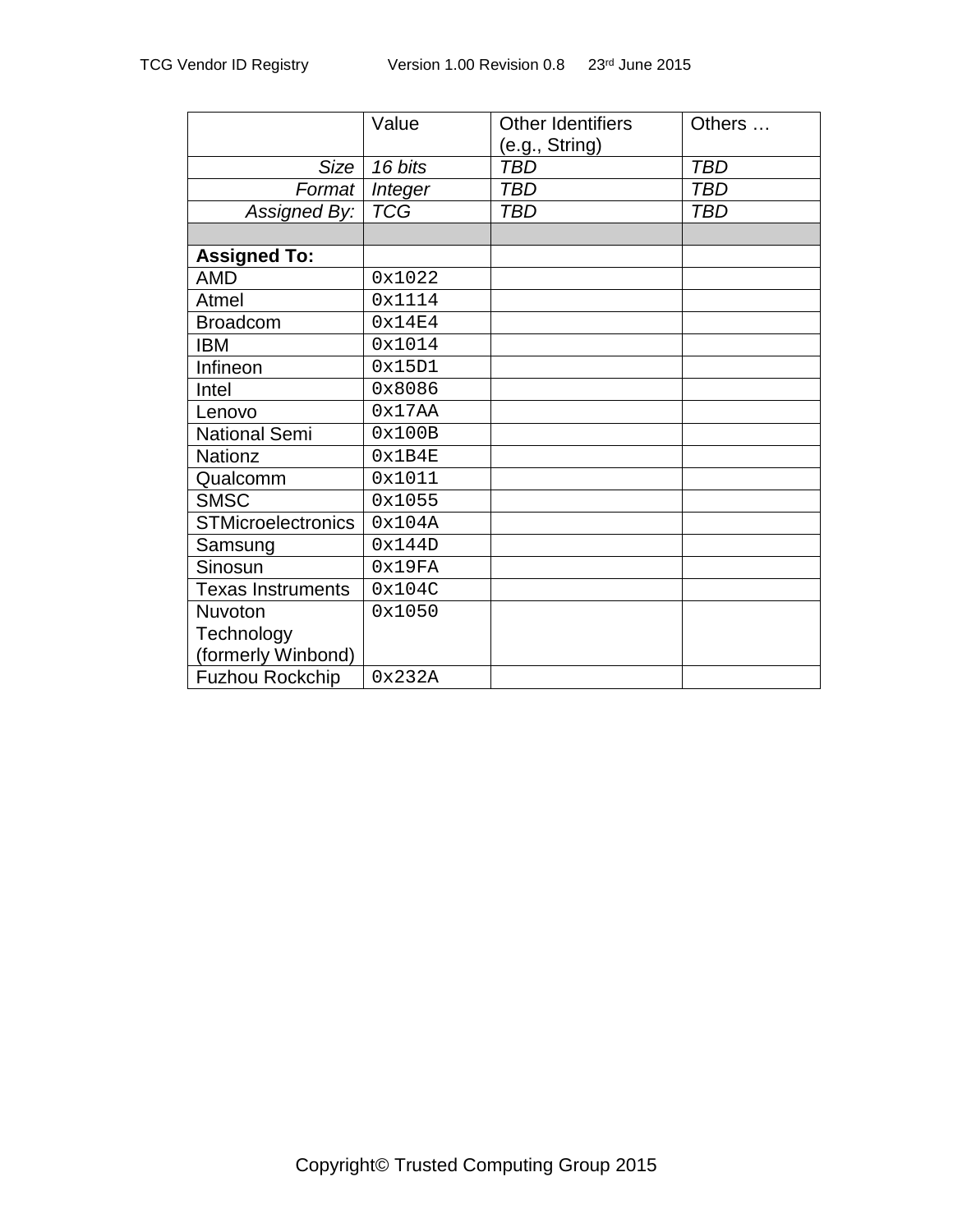| | Value | Other Identifiers (e.g., String) | Others … |
|---|---|---|---|
| *Size* | *16 bits* | *TBD* | *TBD* |
| *Format* | *Integer* | *TBD* | *TBD* |
| *Assigned By:* | *TCG* | *TBD* | *TBD* |
| | | | |
| **Assigned To:** | | | |
| AMD | `0x1022` | | |
| Atmel | `0x1114` | | |
| Broadcom | `0x14E4` | | |
| IBM | `0x1014` | | |
| Infineon | `0x15D1` | | |
| Intel | `0x8086` | | |
| Lenovo | `0x17AA` | | |
| National Semi | `0x100B` | | |
| Nationz | `0x1B4E` | | |
| Qualcomm | `0x1011` | | |
| SMSC | `0x1055` | | |
| STMicroelectronics | `0x104A` | | |
| Samsung | `0x144D` | | |
| Sinosun | `0x19FA` | | |
| Texas Instruments | `0x104C` | | |
| Nuvoton Technology (formerly Winbond) | `0x1050` | | |
| Fuzhou Rockchip | `0x232A` | | |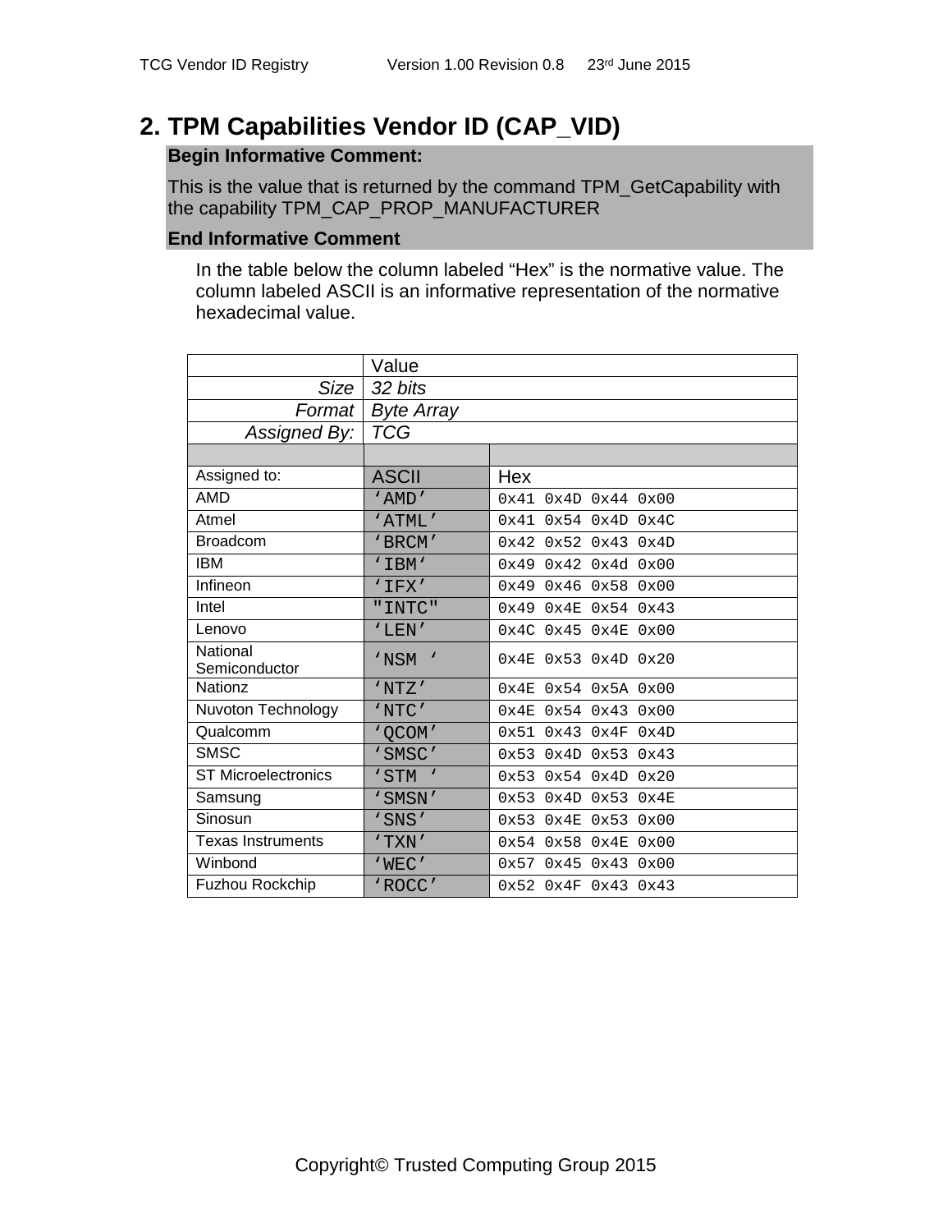## 2. TPM Capabilities Vendor ID (CAP_VID)

**Begin Informative Comment:**

This is the value that is returned by the command TPM_GetCapability with the capability TPM_CAP_PROP_MANUFACTURER

**End Informative Comment**

In the table below the column labeled "Hex" is the normative value. The column labeled ASCII is an informative representation of the normative hexadecimal value.

| | Value | |
|---|---|---|
| *Size* | *32 bits* | |
| *Format* | *Byte Array* | |
| *Assigned By:* | *TCG* | |
| | | |
| Assigned to: | ASCII | Hex |
| AMD | 'AMD' | 0x41 0x4D 0x44 0x00 |
| Atmel | 'ATML' | 0x41 0x54 0x4D 0x4C |
| Broadcom | 'BRCM' | 0x42 0x52 0x43 0x4D |
| IBM | 'IBM' | 0x49 0x42 0x4d 0x00 |
| Infineon | 'IFX' | 0x49 0x46 0x58 0x00 |
| Intel | "INTC" | 0x49 0x4E 0x54 0x43 |
| Lenovo | 'LEN' | 0x4C 0x45 0x4E 0x00 |
| National Semiconductor | 'NSM ' | 0x4E 0x53 0x4D 0x20 |
| Nationz | 'NTZ' | 0x4E 0x54 0x5A 0x00 |
| Nuvoton Technology | 'NTC' | 0x4E 0x54 0x43 0x00 |
| Qualcomm | 'QCOM' | 0x51 0x43 0x4F 0x4D |
| SMSC | 'SMSC' | 0x53 0x4D 0x53 0x43 |
| ST Microelectronics | 'STM ' | 0x53 0x54 0x4D 0x20 |
| Samsung | 'SMSN' | 0x53 0x4D 0x53 0x4E |
| Sinosun | 'SNS' | 0x53 0x4E 0x53 0x00 |
| Texas Instruments | 'TXN' | 0x54 0x58 0x4E 0x00 |
| Winbond | 'WEC' | 0x57 0x45 0x43 0x00 |
| Fuzhou Rockchip | 'ROCC' | 0x52 0x4F 0x43 0x43 |